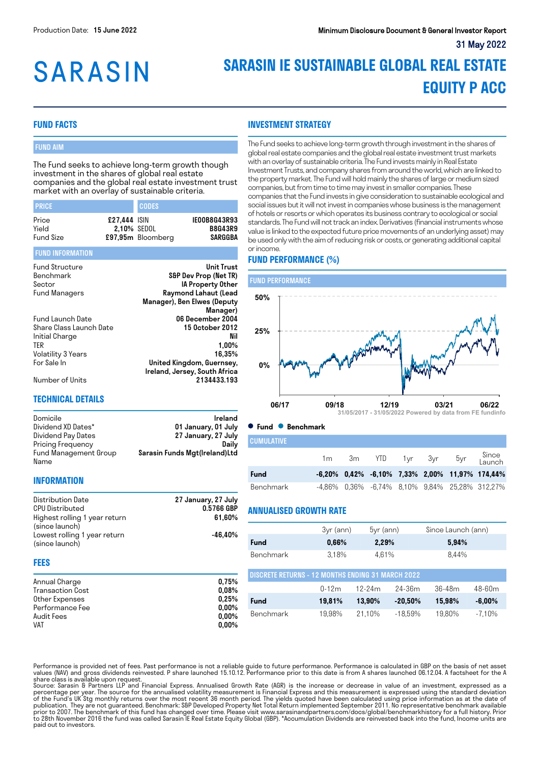Production Date: **15 June 2022**

**Minimum Disclosure Document & General Investor Report**

**31 May 2022**

SARASIN

# SARASIN IE SUSTAINABLE GLOBAL REAL ESTATE EQUITY P ACC

## FUND FACTS

### FUND AIM

The Fund seeks to achieve long-term growth though investment in the shares of global real estate companies and the global real estate investment trust market with an overlay of sustainable criteria.

| PRICE | | CODES | |
|---|---|---|---|
| Price | £27,444 | ISIN | IE00B8G43R93 |
| Yield | 2,10% | SEDOL | B8G43R9 |
| Fund Size | £97,95m | Bloomberg | SARGGBA |

### FUND INFORMATION

| | |
|---|---|
| Fund Structure | Unit Trust |
| Benchmark | S&P Dev Prop (Net TR) |
| Sector | IA Property Other |
| Fund Managers | Raymond Lahaut (Lead Manager), Ben Elwes (Deputy Manager) |
| Fund Launch Date | 06 December 2004 |
| Share Class Launch Date | 15 October 2012 |
| Initial Charge | Nil |
| TER | 1,00% |
| Volatility 3 Years | 16,35% |
| For Sale In | United Kingdom, Guernsey, Ireland, Jersey, South Africa |
| Number of Units | 2134433.193 |

## TECHNICAL DETAILS

| | |
|---|---|
| Domicile | Ireland |
| Dividend XD Dates* | 01 January, 01 July |
| Dividend Pay Dates | 27 January, 27 July |
| Pricing Frequency | Daily |
| Fund Management Group Name | Sarasin Funds Mgt(Ireland)Ltd |

## INFORMATION

| | |
|---|---|
| Distribution Date | 27 January, 27 July |
| CPU Distributed | 0.5766 GBP |
| Highest rolling 1 year return (since launch) | 61,60% |
| Lowest rolling 1 year return (since launch) | -46,40% |

## FEES

| | |
|---|---|
| Annual Charge | 0,75% |
| Transaction Cost | 0,08% |
| Other Expenses | 0,25% |
| Performance Fee | 0,00% |
| Audit Fees | 0,00% |
| VAT | 0,00% |

## INVESTMENT STRATEGY

The Fund seeks to achieve long-term growth through investment in the shares of global real estate companies and the global real estate investment trust markets with an overlay of sustainable criteria. The Fund invests mainly in Real Estate Investment Trusts, and company shares from around the world, which are linked to the property market. The Fund will hold mainly the shares of large or medium sized companies, but from time to time may invest in smaller companies. These companies that the Fund invests in give consideration to sustainable ecological and social issues but it will not invest in companies whose business is the management of hotels or resorts or which operates its business contrary to ecological or social standards. The Fund will not track an index. Derivatives (financial instruments whose value is linked to the expected future price movements of an underlying asset) may be used only with the aim of reducing risk or costs, or generating additional capital or income.

## FUND PERFORMANCE (%)

### FUND PERFORMANCE

31/05/2017 - 31/05/2022 Powered by data from FE fundinfo

● Fund ● Benchmark

### CUMULATIVE

| | 1m | 3m | YTD | 1yr | 3yr | 5yr | Since Launch |
|---|---|---|---|---|---|---|---|
| **Fund** | **-6,20%** | **0,42%** | **-6,10%** | **7,33%** | **2,00%** | **11,97%** | **174,44%** |
| Benchmark | -4,86% | 0,36% | -6,74% | 8,10% | 9,84% | 25,28% | 312,27% |

## ANNUALISED GROWTH RATE

| | 3yr (ann) | 5yr (ann) | Since Launch (ann) |
|---|---|---|---|
| **Fund** | **0,66%** | **2,29%** | **5,94%** |
| Benchmark | 3,18% | 4,61% | 8,44% |

### DISCRETE RETURNS - 12 MONTHS ENDING 31 MARCH 2022

| | 0-12m | 12-24m | 24-36m | 36-48m | 48-60m |
|---|---|---|---|---|---|
| **Fund** | **19,81%** | **13,90%** | **-20,50%** | **15,98%** | **-6,00%** |
| Benchmark | 19,98% | 21,10% | -18,59% | 19,80% | -7,10% |

Performance is provided net of fees. Past performance is not a reliable guide to future performance. Performance is calculated in GBP on the basis of net asset values (NAV) and gross dividends reinvested. P share launched 15.10.12. Performance prior to this date is from A shares launched 06.12.04. A factsheet for the A share class is available upon request.
Source: Sarasin & Partners LLP and Financial Express. Annualised Growth Rate (AGR) is the increase or decrease in value of an investment, expressed as a percentage per year. The source for the annualised volatility measurement is Financial Express and this measurement is expressed using the standard deviation of the Fund's UK Stg monthly returns over the most recent 36 month period. The yields quoted have been calculated using price information as at the date of publication. They are not guaranteed. Benchmark: S&P Developed Property Net Total Return implemented September 2011. No representative benchmark available prior to 2007. The benchmark of this fund has changed over time. Please visit www.sarasinandpartners.com/docs/global/benchmarkhistory for a full history. Prior to 28th November 2016 the fund was called Sarasin IE Real Estate Equity Global (GBP). *Accumulation Dividends are reinvested back into the fund, Income units are paid out to investors.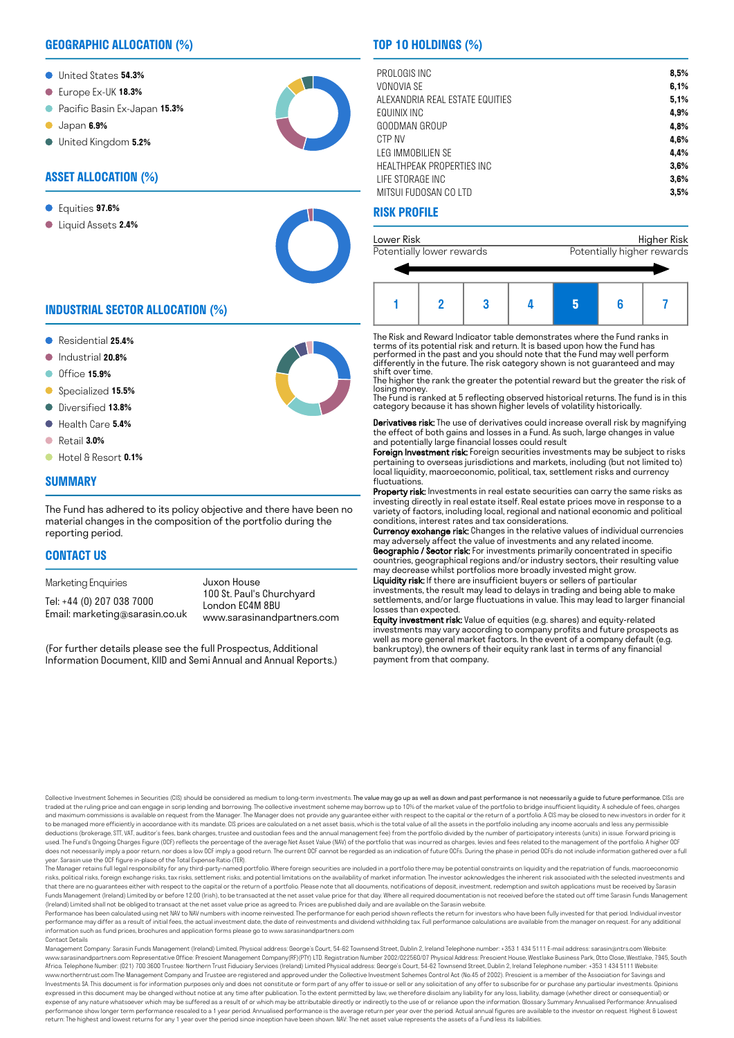## GEOGRAPHIC ALLOCATION (%)

- United States **54.3%**
- Europe Ex-UK **18.3%**
- Pacific Basin Ex-Japan **15.3%**
- Japan **6.9%**
- United Kingdom **5.2%**

## ASSET ALLOCATION (%)

- Equities **97.6%**
- Liquid Assets **2.4%**

## INDUSTRIAL SECTOR ALLOCATION (%)

- Residential **25.4%**
- Industrial **20.8%**
- Office **15.9%**
- Specialized **15.5%**
- Diversified **13.8%**
- Health Care **5.4%**
- Retail **3.0%**
- Hotel & Resort **0.1%**

## SUMMARY

The Fund has adhered to its policy objective and there have been no material changes in the composition of the portfolio during the reporting period.

## CONTACT US

Marketing Enquiries

Tel: +44 (0) 207 038 7000
Email: marketing@sarasin.co.uk

Juxon House
100 St. Paul's Churchyard
London EC4M 8BU
www.sarasinandpartners.com

(For further details please see the full Prospectus, Additional Information Document, KIID and Semi Annual and Annual Reports.)

## TOP 10 HOLDINGS (%)

| | |
|---|---|
| PROLOGIS INC | **8,5%** |
| VONOVIA SE | **6,1%** |
| ALEXANDRIA REAL ESTATE EQUITIES | **5,1%** |
| EQUINIX INC | **4,9%** |
| GOODMAN GROUP | **4,8%** |
| CTP NV | **4,6%** |
| LEG IMMOBILIEN SE | **4,4%** |
| HEALTHPEAK PROPERTIES INC | **3,6%** |
| LIFE STORAGE INC | **3,6%** |
| MITSUI FUDOSAN CO LTD | **3,5%** |

## RISK PROFILE

Lower Risk
Potentially lower rewards

Higher Risk
Potentially higher rewards

| 1 | 2 | 3 | 4 | 5 | 6 | 7 |
|---|---|---|---|---|---|---|

The Risk and Reward Indicator table demonstrates where the Fund ranks in terms of its potential risk and return. It is based upon how the Fund has performed in the past and you should note that the Fund may well perform differently in the future. The risk category shown is not guaranteed and may shift over time.
The higher the rank the greater the potential reward but the greater the risk of losing money.
The Fund is ranked at 5 reflecting observed historical returns. The fund is in this category because it has shown higher levels of volatility historically.

**Derivatives risk:** The use of derivatives could increase overall risk by magnifying the effect of both gains and losses in a Fund. As such, large changes in value and potentially large financial losses could result
**Foreign Investment risk:** Foreign securities investments may be subject to risks pertaining to overseas jurisdictions and markets, including (but not limited to) local liquidity, macroeconomic, political, tax, settlement risks and currency fluctuations.
**Property risk:** Investments in real estate securities can carry the same risks as investing directly in real estate itself. Real estate prices move in response to a variety of factors, including local, regional and national economic and political conditions, interest rates and tax considerations.
**Currency exchange risk:** Changes in the relative values of individual currencies may adversely affect the value of investments and any related income.
**Geographic / Sector risk:** For investments primarily concentrated in specific countries, geographical regions and/or industry sectors, their resulting value may decrease whilst portfolios more broadly invested might grow.
**Liquidity risk:** If there are insufficient buyers or sellers of particular investments, the result may lead to delays in trading and being able to make settlements, and/or large fluctuations in value. This may lead to larger financial losses than expected.
**Equity investment risk:** Value of equities (e.g. shares) and equity-related investments may vary according to company profits and future prospects as well as more general market factors. In the event of a company default (e.g. bankruptcy), the owners of their equity rank last in terms of any financial payment from that company.

Collective Investment Schemes in Securities (CIS) should be considered as medium to long-term investments. **The value may go up as well as down and past performance is not necessarily a guide to future performance.** CISs are traded at the ruling price and can engage in scrip lending and borrowing. The collective investment scheme may borrow up to 10% of the market value of the portfolio to bridge insufficient liquidity. A schedule of fees, charges and maximum commissions is available on request from the Manager. The Manager does not provide any guarantee either with respect to the capital or the return of a portfolio. A CIS may be closed to new investors in order for it to be managed more efficiently in accordance with its mandate. CIS prices are calculated on a net asset basis, which is the total value of all the assets in the portfolio including any income accruals and less any permissible deductions (brokerage, STT, VAT, auditor's fees, bank charges, trustee and custodian fees and the annual management fee) from the portfolio divided by the number of participatory interests (units) in issue. Forward pricing is used. The Fund's Ongoing Charges Figure (OCF) reflects the percentage of the average Net Asset Value (NAV) of the portfolio that was incurred as charges, levies and fees related to the management of the portfolio. A higher OCF does not necessarily imply a poor return, nor does a low OCF imply a good return. The current OCF cannot be regarded as an indication of future OCFs. During the phase in period OCFs do not include information gathered over a full year. Sarasin use the OCF figure in-place of the Total Expense Ratio (TER).
The Manager retains full legal responsibility for any third-party-named portfolio. Where foreign securities are included in a portfolio there may be potential constraints on liquidity and the repatriation of funds, macroeconomic risks, political risks, foreign exchange risks, tax risks, settlement risks; and potential limitations on the availability of market information. The investor acknowledges the inherent risk associated with the selected investments and that there are no guarantees either with respect to the capital or the return of a portfolio. Please note that all documents, notifications of deposit, investment, redemption and switch applications must be received by Sarasin Funds Management (Ireland) Limited by or before 12:00 (Irish), to be transacted at the net asset value price for that day. Where all required documentation is not received before the stated cut off time Sarasin Funds Management (Ireland) Limited shall not be obliged to transact at the net asset value price as agreed to. Prices are published daily and are available on the Sarasin website.
Performance has been calculated using net NAV to NAV numbers with income reinvested. The performance for each period shown reflects the return for investors who have been fully invested for that period. Individual investor performance may differ as a result of initial fees, the actual investment date, the date of reinvestments and dividend withholding tax. Full performance calculations are available from the manager on request. For any additional information such as fund prices, brochures and application forms please go to www.sarasinandpartners.com
Contact Details
Management Company: Sarasin Funds Management (Ireland) Limited, Physical address: George's Court, 54-62 Townsend Street, Dublin 2, Ireland Telephone number: +353 1 434 5111 E-mail address: sarasin@ntrs.com Website: www.sarasinandpartners.com Representative Office: Prescient Management Company(RF)(PTY) LTD. Registration Number 2002/022560/07 Physical Address: Prescient House, Westlake Business Park, Otto Close, Westlake, 7945, South Africa. Telephone Number: (021) 700 3600 Trustee: Northern Trust Fiduciary Services (Ireland) Limited Physical address: George's Court, 54-62 Townsend Street, Dublin 2, Ireland Telephone number: +353 1 434 5111 Website: www.northerntrust.com The Management Company and Trustee are registered and approved under the Collective Investment Schemes Control Act (No.45 of 2002). Prescient is a member of the Association for Savings and Investments SA. This document is for information purposes only and does not constitute or form part of any offer to issue or sell or any solicitation of any offer to subscribe for or purchase any particular investments. Opinions expressed in this document may be changed without notice at any time after publication. To the extent permitted by law, we therefore disclaim any liability for any loss, liability, damage (whether direct or consequential) or expense of any nature whatsoever which may be suffered as a result of or which may be attributable directly or indirectly to the use of or reliance upon the information. Glossary Summary Annualised Performance: Annualised performance show longer term performance rescaled to a 1 year period. Annualised performance is the average return per year over the period. Actual annual figures are available to the investor on request. Highest & Lowest return: The highest and lowest returns for any 1 year over the period since inception have been shown. NAV: The net asset value represents the assets of a Fund less its liabilities.